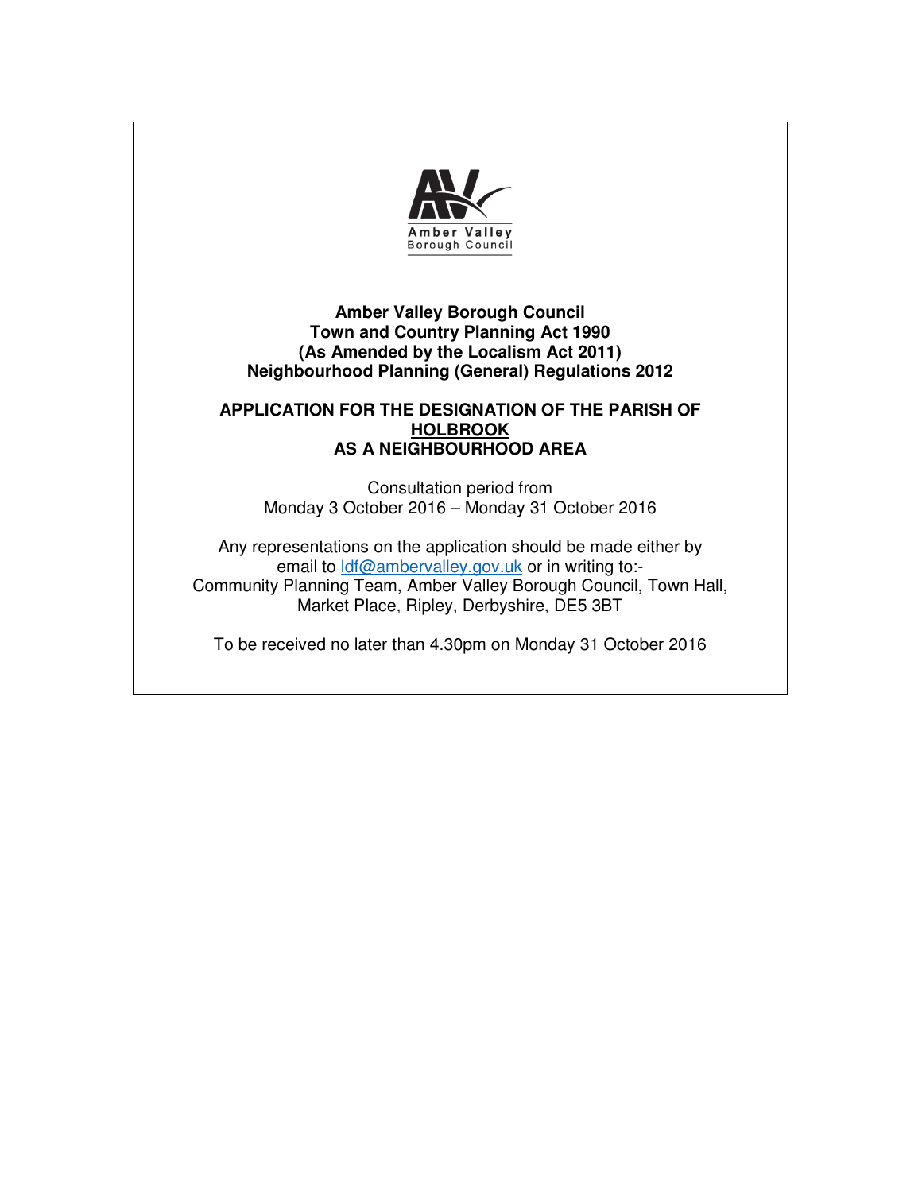Amber Valley
Borough Council

**Amber Valley Borough Council**
**Town and Country Planning Act 1990**
**(As Amended by the Localism Act 2011)**
**Neighbourhood Planning (General) Regulations 2012**

**APPLICATION FOR THE DESIGNATION OF THE PARISH OF**
**HOLBROOK**
**AS A NEIGHBOURHOOD AREA**

Consultation period from
Monday 3 October 2016 – Monday 31 October 2016

Any representations on the application should be made either by email to ldf@ambervalley.gov.uk or in writing to:-
Community Planning Team, Amber Valley Borough Council, Town Hall, Market Place, Ripley, Derbyshire, DE5 3BT

To be received no later than 4.30pm on Monday 31 October 2016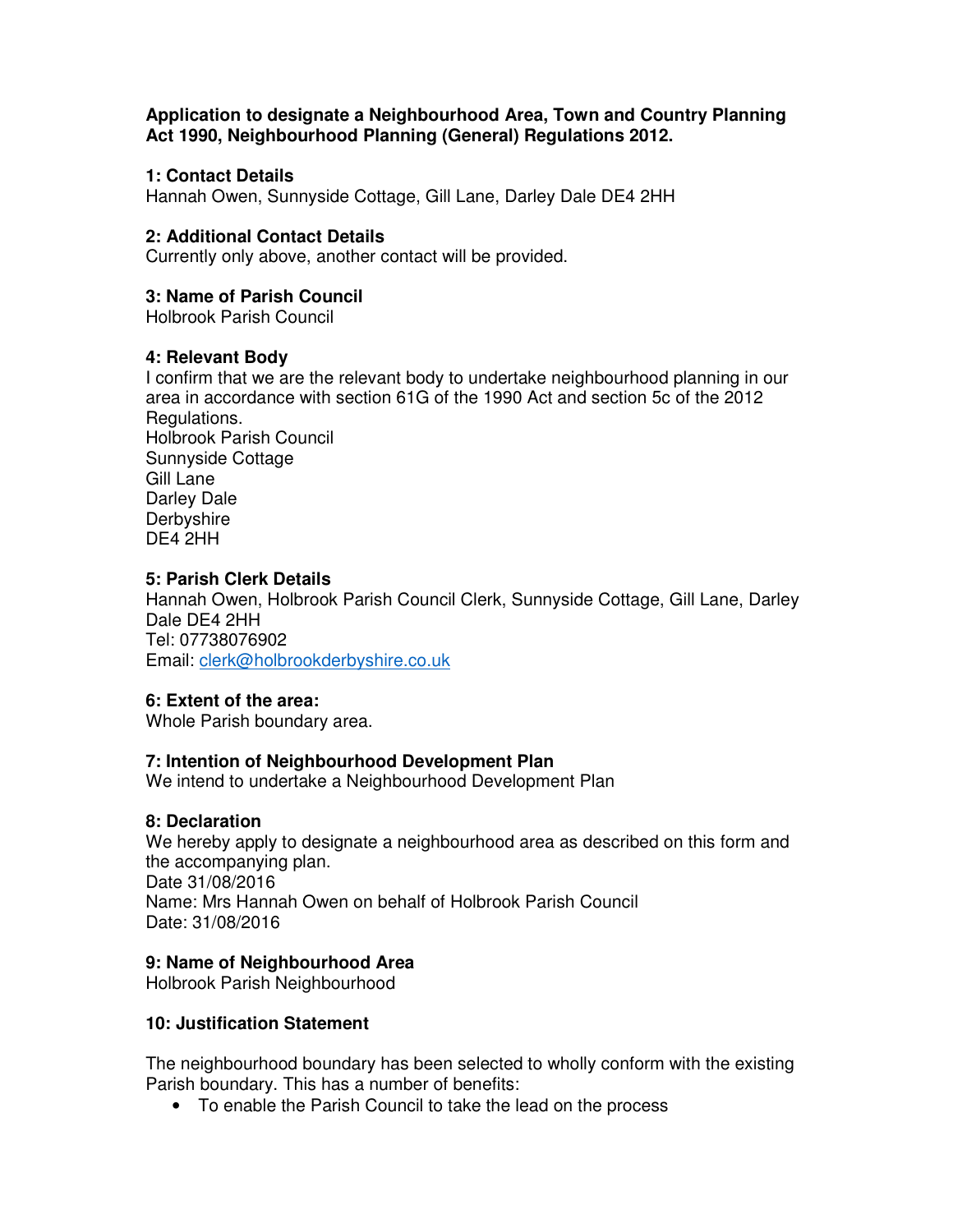**Application to designate a Neighbourhood Area, Town and Country Planning Act 1990, Neighbourhood Planning (General) Regulations 2012.**

**1: Contact Details**
Hannah Owen, Sunnyside Cottage, Gill Lane, Darley Dale DE4 2HH

**2: Additional Contact Details**
Currently only above, another contact will be provided.

**3: Name of Parish Council**
Holbrook Parish Council

**4: Relevant Body**
I confirm that we are the relevant body to undertake neighbourhood planning in our area in accordance with section 61G of the 1990 Act and section 5c of the 2012 Regulations.
Holbrook Parish Council
Sunnyside Cottage
Gill Lane
Darley Dale
Derbyshire
DE4 2HH

**5: Parish Clerk Details**
Hannah Owen, Holbrook Parish Council Clerk, Sunnyside Cottage, Gill Lane, Darley Dale DE4 2HH
Tel: 07738076902
Email: clerk@holbrookderbyshire.co.uk

**6: Extent of the area:**
Whole Parish boundary area.

**7: Intention of Neighbourhood Development Plan**
We intend to undertake a Neighbourhood Development Plan

**8: Declaration**
We hereby apply to designate a neighbourhood area as described on this form and the accompanying plan.
Date 31/08/2016
Name: Mrs Hannah Owen on behalf of Holbrook Parish Council
Date: 31/08/2016

**9: Name of Neighbourhood Area**
Holbrook Parish Neighbourhood

**10: Justification Statement**

The neighbourhood boundary has been selected to wholly conform with the existing Parish boundary. This has a number of benefits:

- To enable the Parish Council to take the lead on the process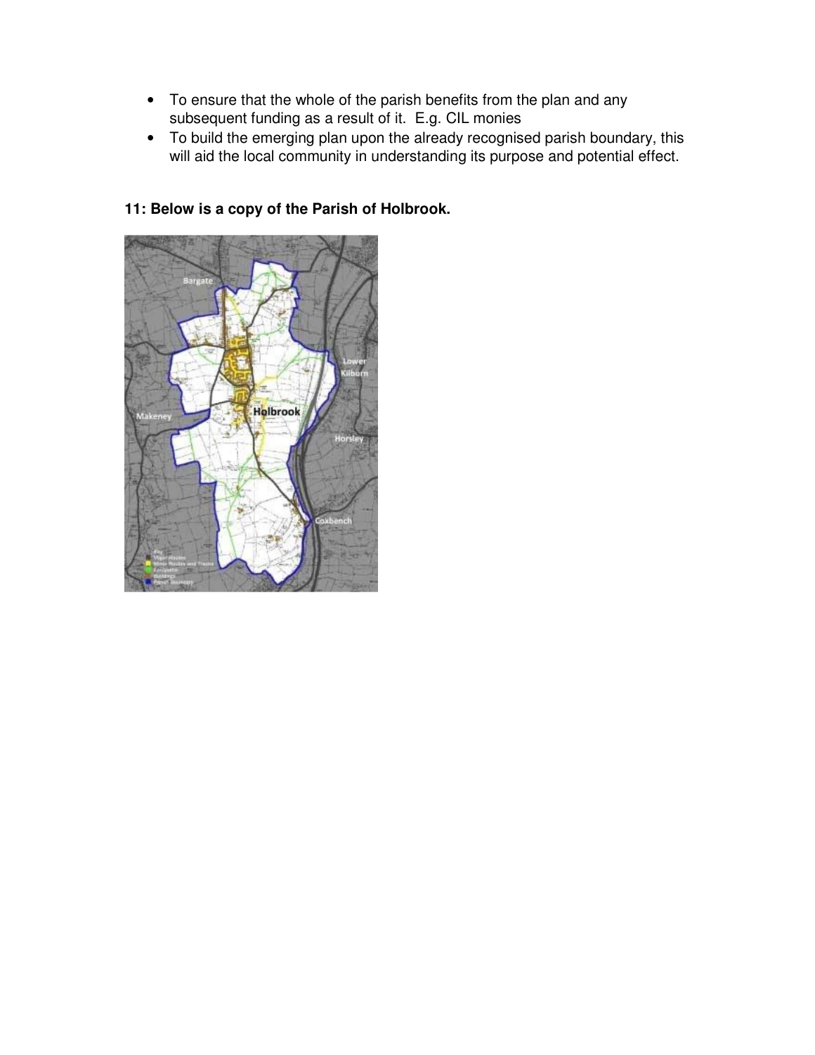- To ensure that the whole of the parish benefits from the plan and any subsequent funding as a result of it. E.g. CIL monies
- To build the emerging plan upon the already recognised parish boundary, this will aid the local community in understanding its purpose and potential effect.

**11: Below is a copy of the Parish of Holbrook.**

Bargate

Lower Kilburn

Holbrook

Makeney

Horsley

Coxbench